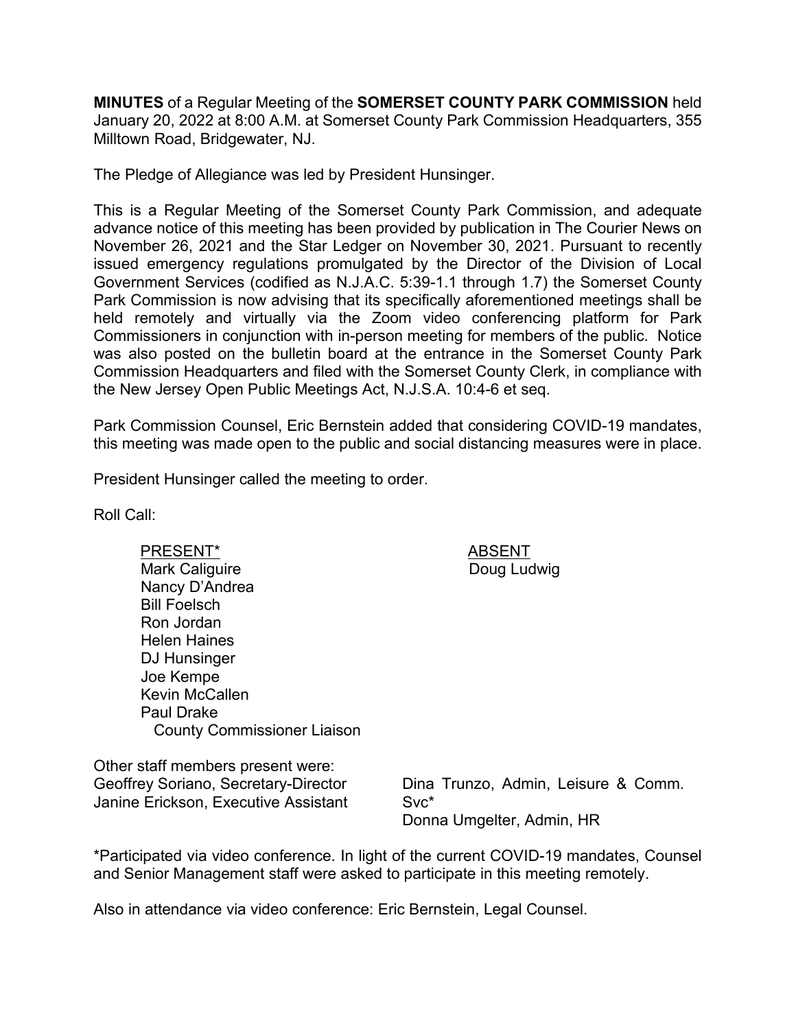**MINUTES** of a Regular Meeting of the **SOMERSET COUNTY PARK COMMISSION** held January 20, 2022 at 8:00 A.M. at Somerset County Park Commission Headquarters, 355 Milltown Road, Bridgewater, NJ.

The Pledge of Allegiance was led by President Hunsinger.

This is a Regular Meeting of the Somerset County Park Commission, and adequate advance notice of this meeting has been provided by publication in The Courier News on November 26, 2021 and the Star Ledger on November 30, 2021. Pursuant to recently issued emergency regulations promulgated by the Director of the Division of Local Government Services (codified as N.J.A.C. 5:39-1.1 through 1.7) the Somerset County Park Commission is now advising that its specifically aforementioned meetings shall be held remotely and virtually via the Zoom video conferencing platform for Park Commissioners in conjunction with in-person meeting for members of the public. Notice was also posted on the bulletin board at the entrance in the Somerset County Park Commission Headquarters and filed with the Somerset County Clerk, in compliance with the New Jersey Open Public Meetings Act, N.J.S.A. 10:4-6 et seq.

Park Commission Counsel, Eric Bernstein added that considering COVID-19 mandates, this meeting was made open to the public and social distancing measures were in place.

President Hunsinger called the meeting to order.

Roll Call:

| PRESENT* | ABSENT |
|---|---|
| Mark Caliguire | Doug Ludwig |
| Nancy D'Andrea | |
| Bill Foelsch | |
| Ron Jordan | |
| Helen Haines | |
| DJ Hunsinger | |
| Joe Kempe | |
| Kevin McCallen | |
| Paul Drake<br>County Commissioner Liaison | |

Other staff members present were:

| | |
|---|---|
| Geoffrey Soriano, Secretary-Director | Dina Trunzo, Admin, Leisure & Comm. Svc* |
| Janine Erickson, Executive Assistant | Donna Umgelter, Admin, HR |

*Participated via video conference. In light of the current COVID-19 mandates, Counsel and Senior Management staff were asked to participate in this meeting remotely.

Also in attendance via video conference: Eric Bernstein, Legal Counsel.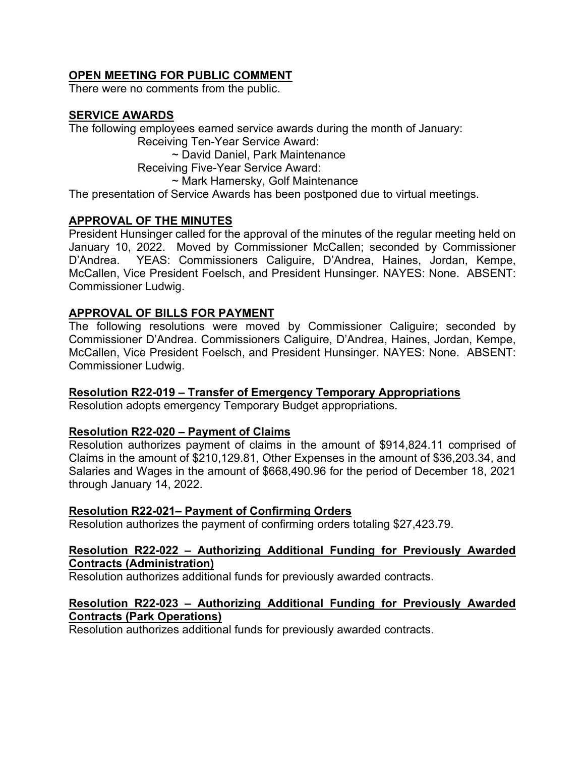**OPEN MEETING FOR PUBLIC COMMENT**

There were no comments from the public.

**SERVICE AWARDS**

The following employees earned service awards during the month of January:

Receiving Ten-Year Service Award:

~ David Daniel, Park Maintenance

Receiving Five-Year Service Award:

~ Mark Hamersky, Golf Maintenance

The presentation of Service Awards has been postponed due to virtual meetings.

**APPROVAL OF THE MINUTES**

President Hunsinger called for the approval of the minutes of the regular meeting held on January 10, 2022. Moved by Commissioner McCallen; seconded by Commissioner D'Andrea. YEAS: Commissioners Caliguire, D'Andrea, Haines, Jordan, Kempe, McCallen, Vice President Foelsch, and President Hunsinger. NAYES: None. ABSENT: Commissioner Ludwig.

**APPROVAL OF BILLS FOR PAYMENT**

The following resolutions were moved by Commissioner Caliguire; seconded by Commissioner D'Andrea. Commissioners Caliguire, D'Andrea, Haines, Jordan, Kempe, McCallen, Vice President Foelsch, and President Hunsinger. NAYES: None. ABSENT: Commissioner Ludwig.

**Resolution R22-019 – Transfer of Emergency Temporary Appropriations**

Resolution adopts emergency Temporary Budget appropriations.

**Resolution R22-020 – Payment of Claims**

Resolution authorizes payment of claims in the amount of $914,824.11 comprised of Claims in the amount of $210,129.81, Other Expenses in the amount of $36,203.34, and Salaries and Wages in the amount of $668,490.96 for the period of December 18, 2021 through January 14, 2022.

**Resolution R22-021– Payment of Confirming Orders**

Resolution authorizes the payment of confirming orders totaling $27,423.79.

**Resolution R22-022 – Authorizing Additional Funding for Previously Awarded Contracts (Administration)**

Resolution authorizes additional funds for previously awarded contracts.

**Resolution R22-023 – Authorizing Additional Funding for Previously Awarded Contracts (Park Operations)**

Resolution authorizes additional funds for previously awarded contracts.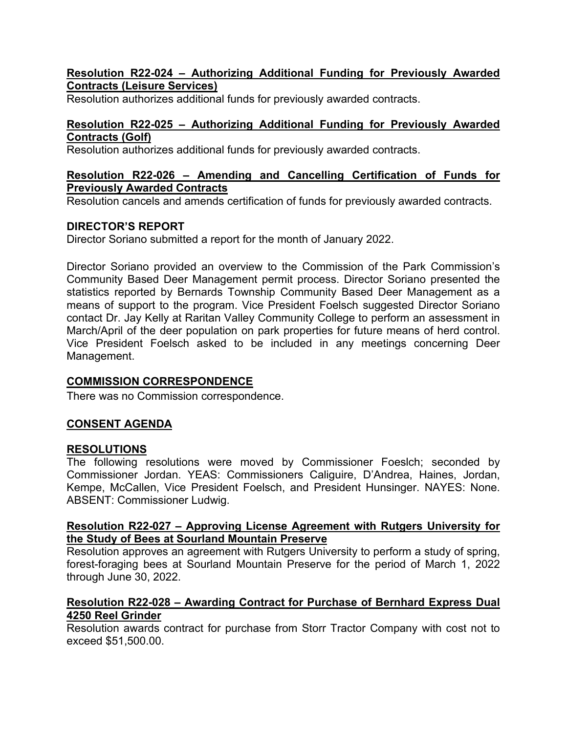**Resolution R22-024 – Authorizing Additional Funding for Previously Awarded Contracts (Leisure Services)**
Resolution authorizes additional funds for previously awarded contracts.

**Resolution R22-025 – Authorizing Additional Funding for Previously Awarded Contracts (Golf)**
Resolution authorizes additional funds for previously awarded contracts.

**Resolution R22-026 – Amending and Cancelling Certification of Funds for Previously Awarded Contracts**
Resolution cancels and amends certification of funds for previously awarded contracts.

**DIRECTOR'S REPORT**
Director Soriano submitted a report for the month of January 2022.

Director Soriano provided an overview to the Commission of the Park Commission's Community Based Deer Management permit process. Director Soriano presented the statistics reported by Bernards Township Community Based Deer Management as a means of support to the program. Vice President Foelsch suggested Director Soriano contact Dr. Jay Kelly at Raritan Valley Community College to perform an assessment in March/April of the deer population on park properties for future means of herd control. Vice President Foelsch asked to be included in any meetings concerning Deer Management.

**COMMISSION CORRESPONDENCE**
There was no Commission correspondence.

**CONSENT AGENDA**

**RESOLUTIONS**
The following resolutions were moved by Commissioner Foeslch; seconded by Commissioner Jordan. YEAS: Commissioners Caliguire, D'Andrea, Haines, Jordan, Kempe, McCallen, Vice President Foelsch, and President Hunsinger. NAYES: None. ABSENT: Commissioner Ludwig.

**Resolution R22-027 – Approving License Agreement with Rutgers University for the Study of Bees at Sourland Mountain Preserve**
Resolution approves an agreement with Rutgers University to perform a study of spring, forest-foraging bees at Sourland Mountain Preserve for the period of March 1, 2022 through June 30, 2022.

**Resolution R22-028 – Awarding Contract for Purchase of Bernhard Express Dual 4250 Reel Grinder**
Resolution awards contract for purchase from Storr Tractor Company with cost not to exceed $51,500.00.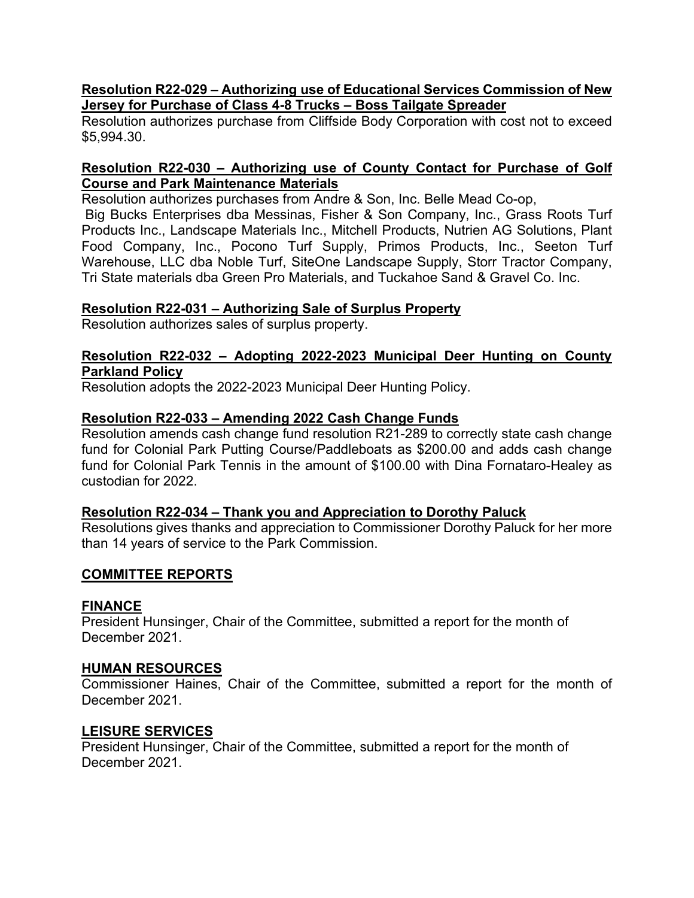**Resolution R22-029 – Authorizing use of Educational Services Commission of New Jersey for Purchase of Class 4-8 Trucks – Boss Tailgate Spreader**

Resolution authorizes purchase from Cliffside Body Corporation with cost not to exceed $5,994.30.

**Resolution R22-030 – Authorizing use of County Contact for Purchase of Golf Course and Park Maintenance Materials**

Resolution authorizes purchases from Andre & Son, Inc. Belle Mead Co-op, Big Bucks Enterprises dba Messinas, Fisher & Son Company, Inc., Grass Roots Turf Products Inc., Landscape Materials Inc., Mitchell Products, Nutrien AG Solutions, Plant Food Company, Inc., Pocono Turf Supply, Primos Products, Inc., Seeton Turf Warehouse, LLC dba Noble Turf, SiteOne Landscape Supply, Storr Tractor Company, Tri State materials dba Green Pro Materials, and Tuckahoe Sand & Gravel Co. Inc.

**Resolution R22-031 – Authorizing Sale of Surplus Property**

Resolution authorizes sales of surplus property.

**Resolution R22-032 – Adopting 2022-2023 Municipal Deer Hunting on County Parkland Policy**

Resolution adopts the 2022-2023 Municipal Deer Hunting Policy.

**Resolution R22-033 – Amending 2022 Cash Change Funds**

Resolution amends cash change fund resolution R21-289 to correctly state cash change fund for Colonial Park Putting Course/Paddleboats as $200.00 and adds cash change fund for Colonial Park Tennis in the amount of $100.00 with Dina Fornataro-Healey as custodian for 2022.

**Resolution R22-034 – Thank you and Appreciation to Dorothy Paluck**

Resolutions gives thanks and appreciation to Commissioner Dorothy Paluck for her more than 14 years of service to the Park Commission.

## COMMITTEE REPORTS

### FINANCE

President Hunsinger, Chair of the Committee, submitted a report for the month of December 2021.

### HUMAN RESOURCES

Commissioner Haines, Chair of the Committee, submitted a report for the month of December 2021.

### LEISURE SERVICES

President Hunsinger, Chair of the Committee, submitted a report for the month of December 2021.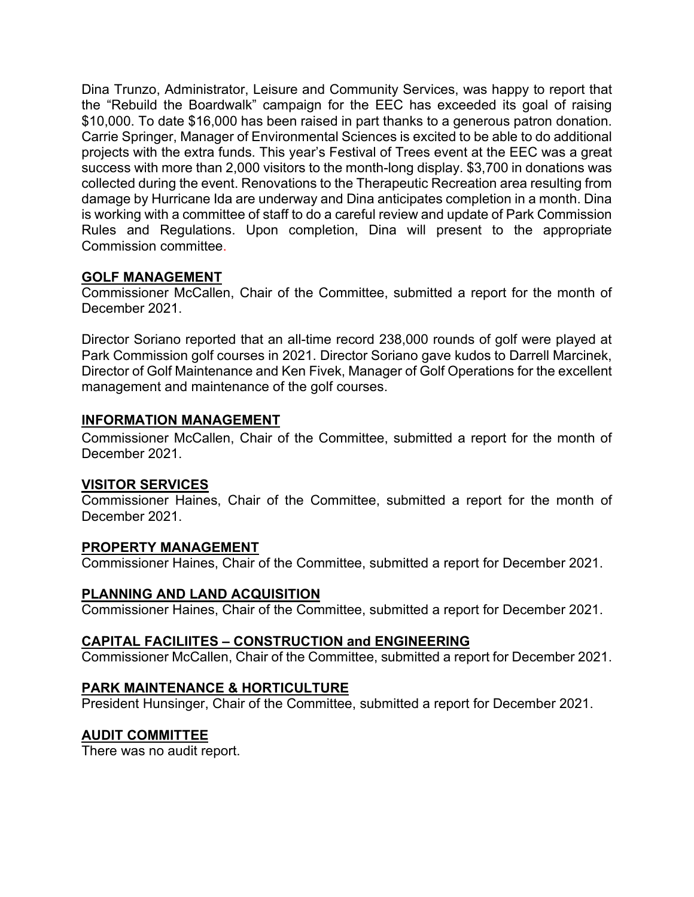Dina Trunzo, Administrator, Leisure and Community Services, was happy to report that the "Rebuild the Boardwalk" campaign for the EEC has exceeded its goal of raising $10,000. To date $16,000 has been raised in part thanks to a generous patron donation. Carrie Springer, Manager of Environmental Sciences is excited to be able to do additional projects with the extra funds. This year's Festival of Trees event at the EEC was a great success with more than 2,000 visitors to the month-long display. $3,700 in donations was collected during the event. Renovations to the Therapeutic Recreation area resulting from damage by Hurricane Ida are underway and Dina anticipates completion in a month. Dina is working with a committee of staff to do a careful review and update of Park Commission Rules and Regulations. Upon completion, Dina will present to the appropriate Commission committee.

## GOLF MANAGEMENT

Commissioner McCallen, Chair of the Committee, submitted a report for the month of December 2021.

Director Soriano reported that an all-time record 238,000 rounds of golf were played at Park Commission golf courses in 2021. Director Soriano gave kudos to Darrell Marcinek, Director of Golf Maintenance and Ken Fivek, Manager of Golf Operations for the excellent management and maintenance of the golf courses.

## INFORMATION MANAGEMENT

Commissioner McCallen, Chair of the Committee, submitted a report for the month of December 2021.

## VISITOR SERVICES

Commissioner Haines, Chair of the Committee, submitted a report for the month of December 2021.

## PROPERTY MANAGEMENT

Commissioner Haines, Chair of the Committee, submitted a report for December 2021.

## PLANNING AND LAND ACQUISITION

Commissioner Haines, Chair of the Committee, submitted a report for December 2021.

## CAPITAL FACILIITES – CONSTRUCTION and ENGINEERING

Commissioner McCallen, Chair of the Committee, submitted a report for December 2021.

## PARK MAINTENANCE & HORTICULTURE

President Hunsinger, Chair of the Committee, submitted a report for December 2021.

## AUDIT COMMITTEE

There was no audit report.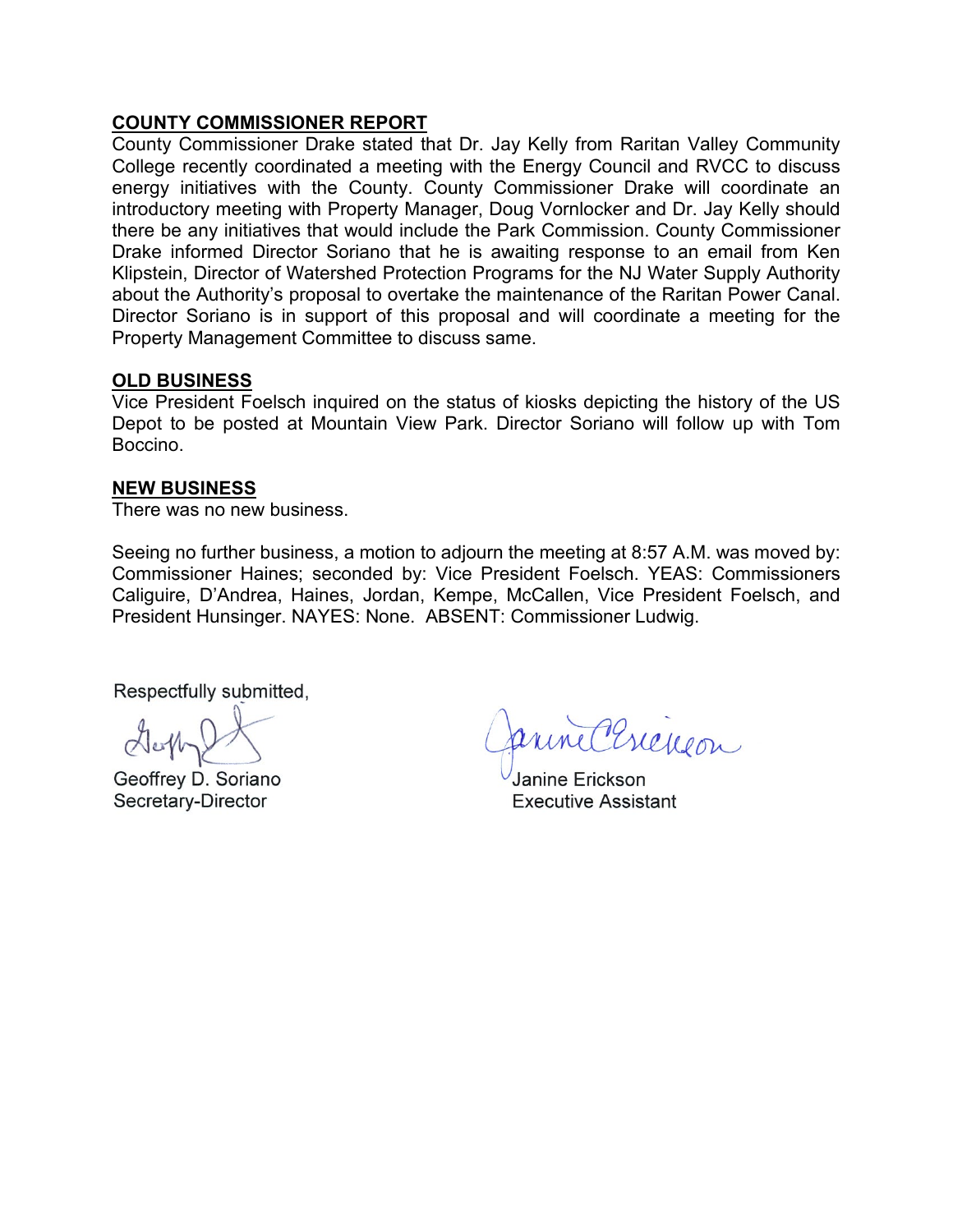**COUNTY COMMISSIONER REPORT**

County Commissioner Drake stated that Dr. Jay Kelly from Raritan Valley Community College recently coordinated a meeting with the Energy Council and RVCC to discuss energy initiatives with the County. County Commissioner Drake will coordinate an introductory meeting with Property Manager, Doug Vornlocker and Dr. Jay Kelly should there be any initiatives that would include the Park Commission. County Commissioner Drake informed Director Soriano that he is awaiting response to an email from Ken Klipstein, Director of Watershed Protection Programs for the NJ Water Supply Authority about the Authority's proposal to overtake the maintenance of the Raritan Power Canal. Director Soriano is in support of this proposal and will coordinate a meeting for the Property Management Committee to discuss same.

**OLD BUSINESS**

Vice President Foelsch inquired on the status of kiosks depicting the history of the US Depot to be posted at Mountain View Park. Director Soriano will follow up with Tom Boccino.

**NEW BUSINESS**

There was no new business.

Seeing no further business, a motion to adjourn the meeting at 8:57 A.M. was moved by: Commissioner Haines; seconded by: Vice President Foelsch. YEAS: Commissioners Caliguire, D'Andrea, Haines, Jordan, Kempe, McCallen, Vice President Foelsch, and President Hunsinger. NAYES: None. ABSENT: Commissioner Ludwig.

Respectfully submitted,

Geoffrey D. Soriano
Secretary-Director

Janine Erickson
Executive Assistant